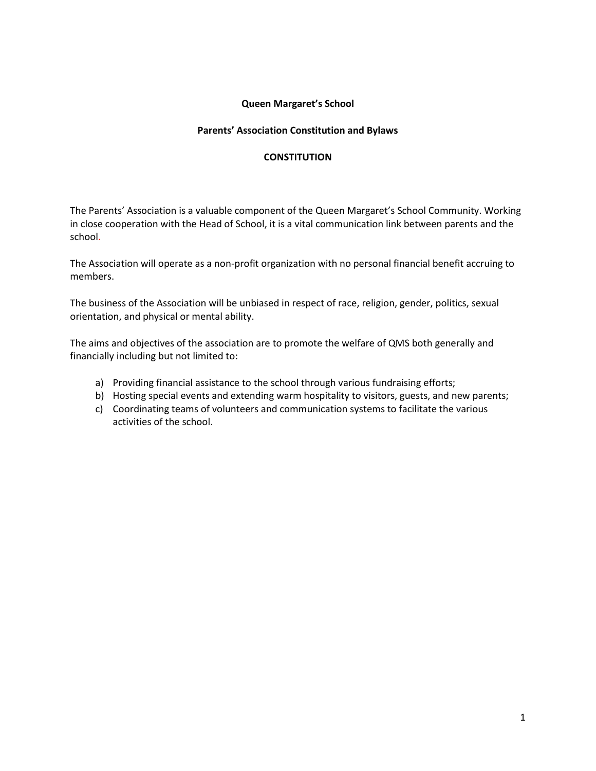# Queen Margaret's School

## Parents' Association Constitution and Bylaws

## CONSTITUTION

The Parents' Association is a valuable component of the Queen Margaret's School Community. Working in close cooperation with the Head of School, it is a vital communication link between parents and the school.

The Association will operate as a non-profit organization with no personal financial benefit accruing to members.

The business of the Association will be unbiased in respect of race, religion, gender, politics, sexual orientation, and physical or mental ability.

The aims and objectives of the association are to promote the welfare of QMS both generally and financially including but not limited to:

a) Providing financial assistance to the school through various fundraising efforts;
b) Hosting special events and extending warm hospitality to visitors, guests, and new parents;
c) Coordinating teams of volunteers and communication systems to facilitate the various activities of the school.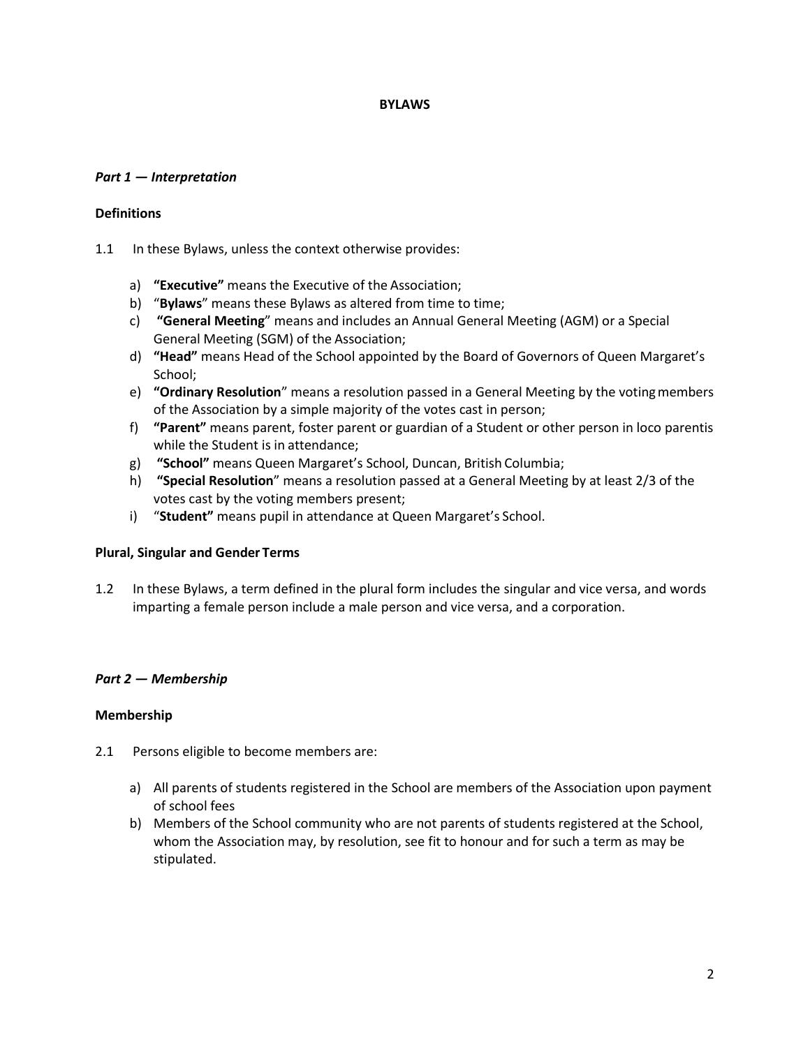# BYLAWS

## *Part 1 — Interpretation*

### Definitions

1.1 In these Bylaws, unless the context otherwise provides:

a) **"Executive"** means the Executive of the Association;
b) "**Bylaws**" means these Bylaws as altered from time to time;
c) **"General Meeting**" means and includes an Annual General Meeting (AGM) or a Special General Meeting (SGM) of the Association;
d) **"Head"** means Head of the School appointed by the Board of Governors of Queen Margaret's School;
e) **"Ordinary Resolution**" means a resolution passed in a General Meeting by the voting members of the Association by a simple majority of the votes cast in person;
f) **"Parent"** means parent, foster parent or guardian of a Student or other person in loco parentis while the Student is in attendance;
g) **"School"** means Queen Margaret's School, Duncan, British Columbia;
h) **"Special Resolution**" means a resolution passed at a General Meeting by at least 2/3 of the votes cast by the voting members present;
i) "**Student"** means pupil in attendance at Queen Margaret's School.

### Plural, Singular and Gender Terms

1.2 In these Bylaws, a term defined in the plural form includes the singular and vice versa, and words imparting a female person include a male person and vice versa, and a corporation.

## *Part 2 — Membership*

### Membership

2.1 Persons eligible to become members are:

a) All parents of students registered in the School are members of the Association upon payment of school fees
b) Members of the School community who are not parents of students registered at the School, whom the Association may, by resolution, see fit to honour and for such a term as may be stipulated.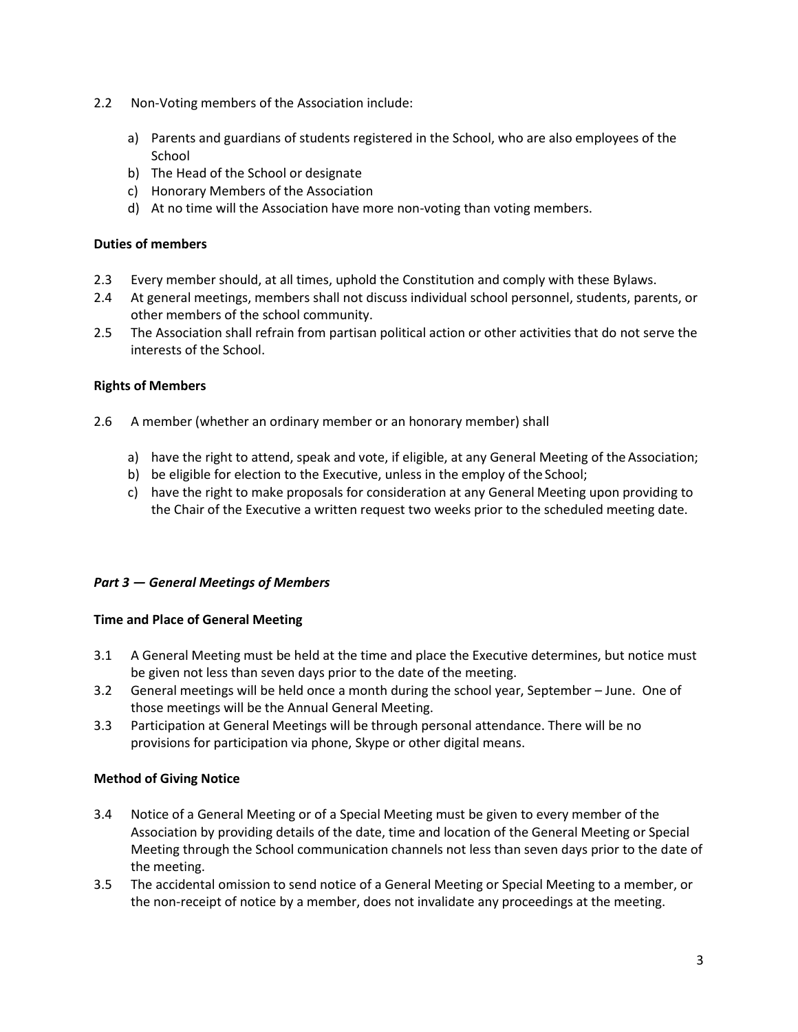2.2 Non-Voting members of the Association include:

a) Parents and guardians of students registered in the School, who are also employees of the School
b) The Head of the School or designate
c) Honorary Members of the Association
d) At no time will the Association have more non-voting than voting members.

**Duties of members**

2.3 Every member should, at all times, uphold the Constitution and comply with these Bylaws.

2.4 At general meetings, members shall not discuss individual school personnel, students, parents, or other members of the school community.

2.5 The Association shall refrain from partisan political action or other activities that do not serve the interests of the School.

**Rights of Members**

2.6 A member (whether an ordinary member or an honorary member) shall

a) have the right to attend, speak and vote, if eligible, at any General Meeting of the Association;
b) be eligible for election to the Executive, unless in the employ of the School;
c) have the right to make proposals for consideration at any General Meeting upon providing to the Chair of the Executive a written request two weeks prior to the scheduled meeting date.

***Part 3 — General Meetings of Members***

**Time and Place of General Meeting**

3.1 A General Meeting must be held at the time and place the Executive determines, but notice must be given not less than seven days prior to the date of the meeting.

3.2 General meetings will be held once a month during the school year, September – June. One of those meetings will be the Annual General Meeting.

3.3 Participation at General Meetings will be through personal attendance. There will be no provisions for participation via phone, Skype or other digital means.

**Method of Giving Notice**

3.4 Notice of a General Meeting or of a Special Meeting must be given to every member of the Association by providing details of the date, time and location of the General Meeting or Special Meeting through the School communication channels not less than seven days prior to the date of the meeting.

3.5 The accidental omission to send notice of a General Meeting or Special Meeting to a member, or the non-receipt of notice by a member, does not invalidate any proceedings at the meeting.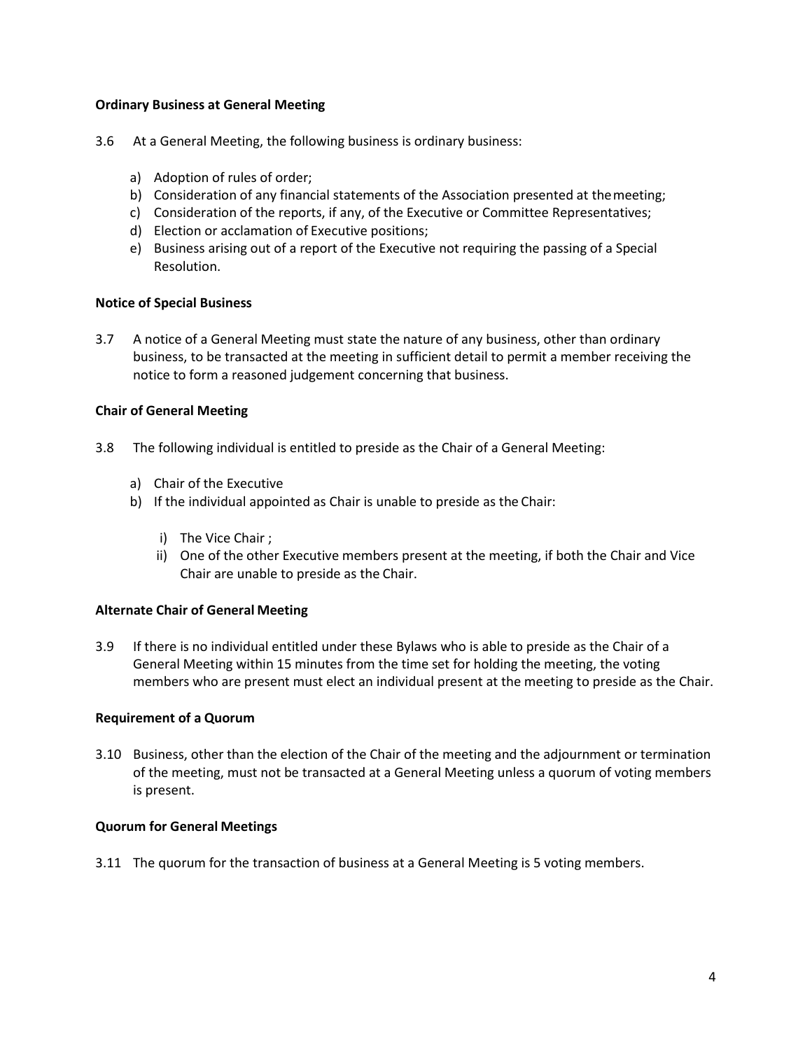**Ordinary Business at General Meeting**

3.6 At a General Meeting, the following business is ordinary business:

a) Adoption of rules of order;
b) Consideration of any financial statements of the Association presented at the meeting;
c) Consideration of the reports, if any, of the Executive or Committee Representatives;
d) Election or acclamation of Executive positions;
e) Business arising out of a report of the Executive not requiring the passing of a Special Resolution.

**Notice of Special Business**

3.7 A notice of a General Meeting must state the nature of any business, other than ordinary business, to be transacted at the meeting in sufficient detail to permit a member receiving the notice to form a reasoned judgement concerning that business.

**Chair of General Meeting**

3.8 The following individual is entitled to preside as the Chair of a General Meeting:

a) Chair of the Executive
b) If the individual appointed as Chair is unable to preside as the Chair:
   i) The Vice Chair ;
   ii) One of the other Executive members present at the meeting, if both the Chair and Vice Chair are unable to preside as the Chair.

**Alternate Chair of General Meeting**

3.9 If there is no individual entitled under these Bylaws who is able to preside as the Chair of a General Meeting within 15 minutes from the time set for holding the meeting, the voting members who are present must elect an individual present at the meeting to preside as the Chair.

**Requirement of a Quorum**

3.10 Business, other than the election of the Chair of the meeting and the adjournment or termination of the meeting, must not be transacted at a General Meeting unless a quorum of voting members is present.

**Quorum for General Meetings**

3.11 The quorum for the transaction of business at a General Meeting is 5 voting members.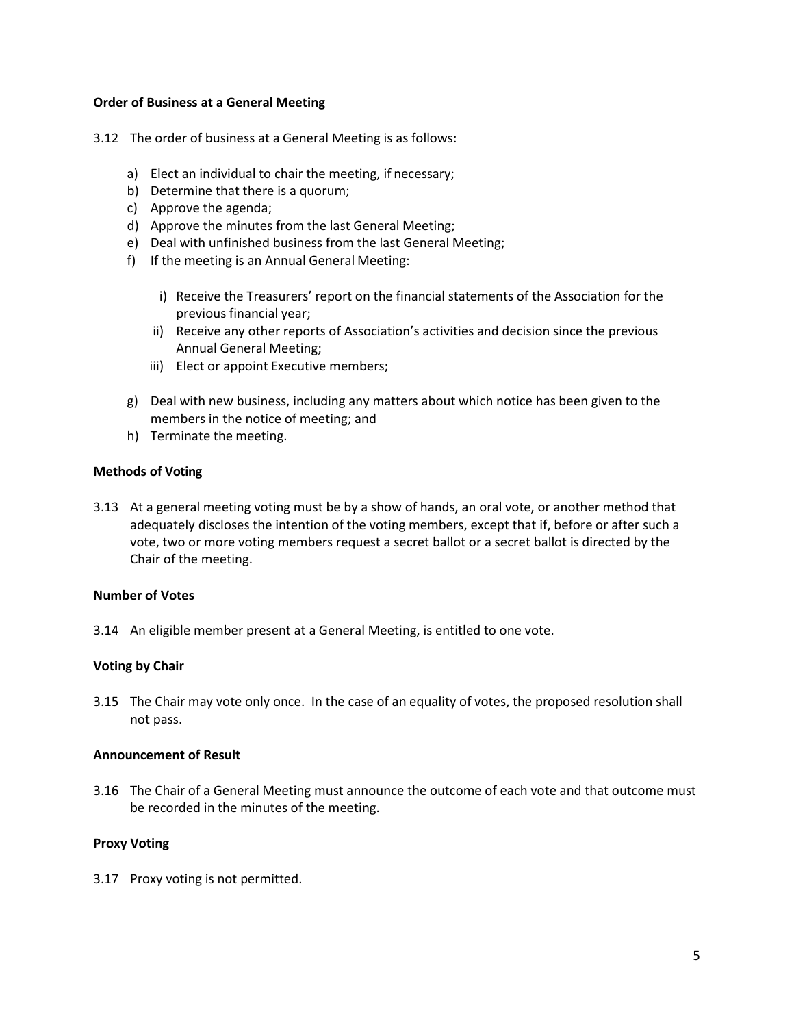**Order of Business at a General Meeting**

3.12 The order of business at a General Meeting is as follows:

a) Elect an individual to chair the meeting, if necessary;
b) Determine that there is a quorum;
c) Approve the agenda;
d) Approve the minutes from the last General Meeting;
e) Deal with unfinished business from the last General Meeting;
f) If the meeting is an Annual General Meeting:

   i) Receive the Treasurers' report on the financial statements of the Association for the previous financial year;
   ii) Receive any other reports of Association's activities and decision since the previous Annual General Meeting;
   iii) Elect or appoint Executive members;

g) Deal with new business, including any matters about which notice has been given to the members in the notice of meeting; and
h) Terminate the meeting.

**Methods of Voting**

3.13 At a general meeting voting must be by a show of hands, an oral vote, or another method that adequately discloses the intention of the voting members, except that if, before or after such a vote, two or more voting members request a secret ballot or a secret ballot is directed by the Chair of the meeting.

**Number of Votes**

3.14 An eligible member present at a General Meeting, is entitled to one vote.

**Voting by Chair**

3.15 The Chair may vote only once. In the case of an equality of votes, the proposed resolution shall not pass.

**Announcement of Result**

3.16 The Chair of a General Meeting must announce the outcome of each vote and that outcome must be recorded in the minutes of the meeting.

**Proxy Voting**

3.17 Proxy voting is not permitted.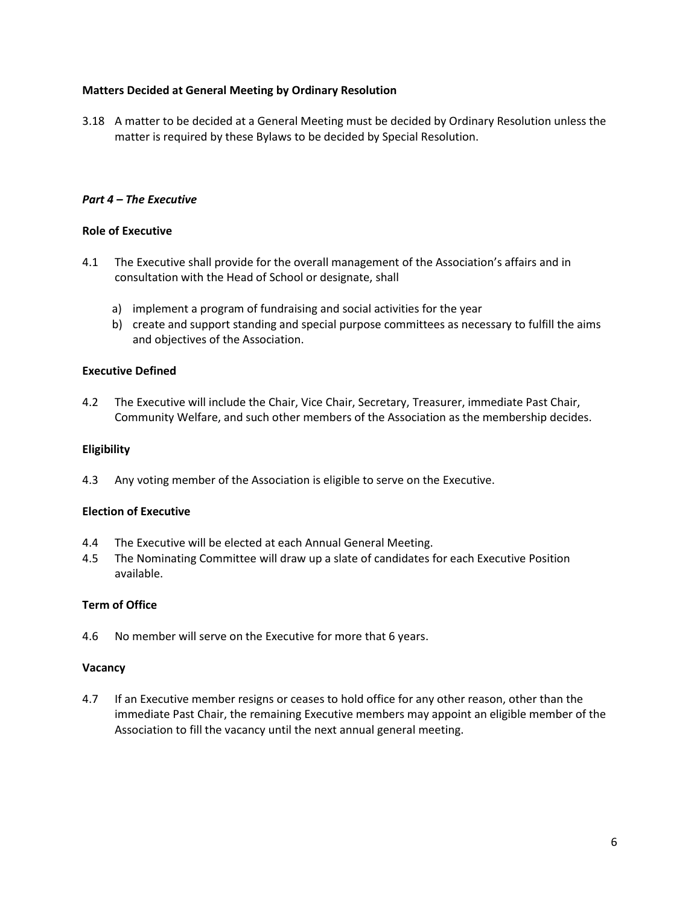**Matters Decided at General Meeting by Ordinary Resolution**

3.18 A matter to be decided at a General Meeting must be decided by Ordinary Resolution unless the matter is required by these Bylaws to be decided by Special Resolution.

***Part 4 – The Executive***

**Role of Executive**

4.1 The Executive shall provide for the overall management of the Association's affairs and in consultation with the Head of School or designate, shall

a) implement a program of fundraising and social activities for the year
b) create and support standing and special purpose committees as necessary to fulfill the aims and objectives of the Association.

**Executive Defined**

4.2 The Executive will include the Chair, Vice Chair, Secretary, Treasurer, immediate Past Chair, Community Welfare, and such other members of the Association as the membership decides.

**Eligibility**

4.3 Any voting member of the Association is eligible to serve on the Executive.

**Election of Executive**

4.4 The Executive will be elected at each Annual General Meeting.
4.5 The Nominating Committee will draw up a slate of candidates for each Executive Position available.

**Term of Office**

4.6 No member will serve on the Executive for more that 6 years.

**Vacancy**

4.7 If an Executive member resigns or ceases to hold office for any other reason, other than the immediate Past Chair, the remaining Executive members may appoint an eligible member of the Association to fill the vacancy until the next annual general meeting.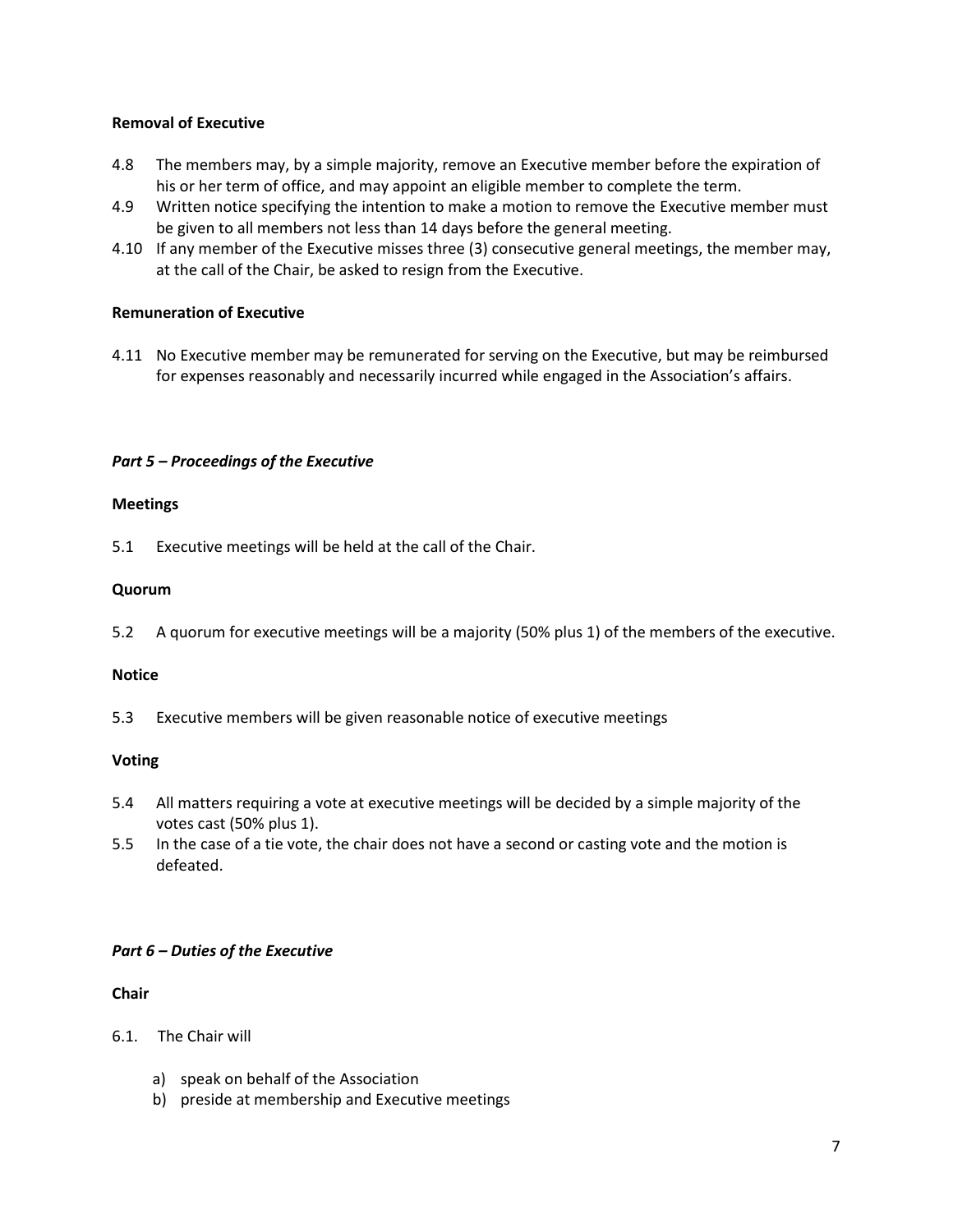**Removal of Executive**

4.8 The members may, by a simple majority, remove an Executive member before the expiration of his or her term of office, and may appoint an eligible member to complete the term.

4.9 Written notice specifying the intention to make a motion to remove the Executive member must be given to all members not less than 14 days before the general meeting.

4.10 If any member of the Executive misses three (3) consecutive general meetings, the member may, at the call of the Chair, be asked to resign from the Executive.

**Remuneration of Executive**

4.11 No Executive member may be remunerated for serving on the Executive, but may be reimbursed for expenses reasonably and necessarily incurred while engaged in the Association's affairs.

***Part 5 – Proceedings of the Executive***

**Meetings**

5.1 Executive meetings will be held at the call of the Chair.

**Quorum**

5.2 A quorum for executive meetings will be a majority (50% plus 1) of the members of the executive.

**Notice**

5.3 Executive members will be given reasonable notice of executive meetings

**Voting**

5.4 All matters requiring a vote at executive meetings will be decided by a simple majority of the votes cast (50% plus 1).

5.5 In the case of a tie vote, the chair does not have a second or casting vote and the motion is defeated.

***Part 6 – Duties of the Executive***

**Chair**

6.1. The Chair will

a) speak on behalf of the Association
b) preside at membership and Executive meetings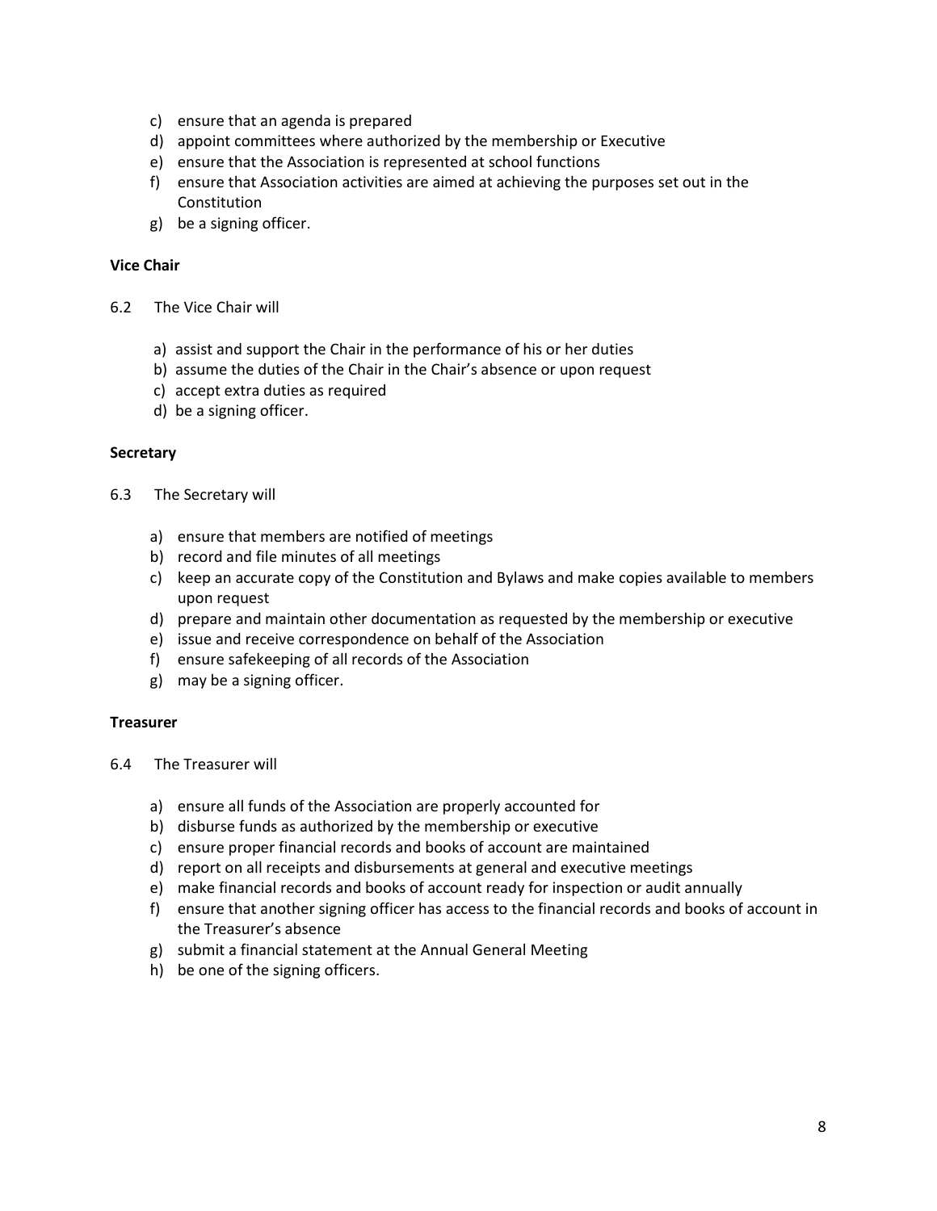c) ensure that an agenda is prepared
d) appoint committees where authorized by the membership or Executive
e) ensure that the Association is represented at school functions
f) ensure that Association activities are aimed at achieving the purposes set out in the Constitution
g) be a signing officer.

**Vice Chair**

6.2 The Vice Chair will

a) assist and support the Chair in the performance of his or her duties
b) assume the duties of the Chair in the Chair's absence or upon request
c) accept extra duties as required
d) be a signing officer.

**Secretary**

6.3 The Secretary will

a) ensure that members are notified of meetings
b) record and file minutes of all meetings
c) keep an accurate copy of the Constitution and Bylaws and make copies available to members upon request
d) prepare and maintain other documentation as requested by the membership or executive
e) issue and receive correspondence on behalf of the Association
f) ensure safekeeping of all records of the Association
g) may be a signing officer.

**Treasurer**

6.4 The Treasurer will

a) ensure all funds of the Association are properly accounted for
b) disburse funds as authorized by the membership or executive
c) ensure proper financial records and books of account are maintained
d) report on all receipts and disbursements at general and executive meetings
e) make financial records and books of account ready for inspection or audit annually
f) ensure that another signing officer has access to the financial records and books of account in the Treasurer's absence
g) submit a financial statement at the Annual General Meeting
h) be one of the signing officers.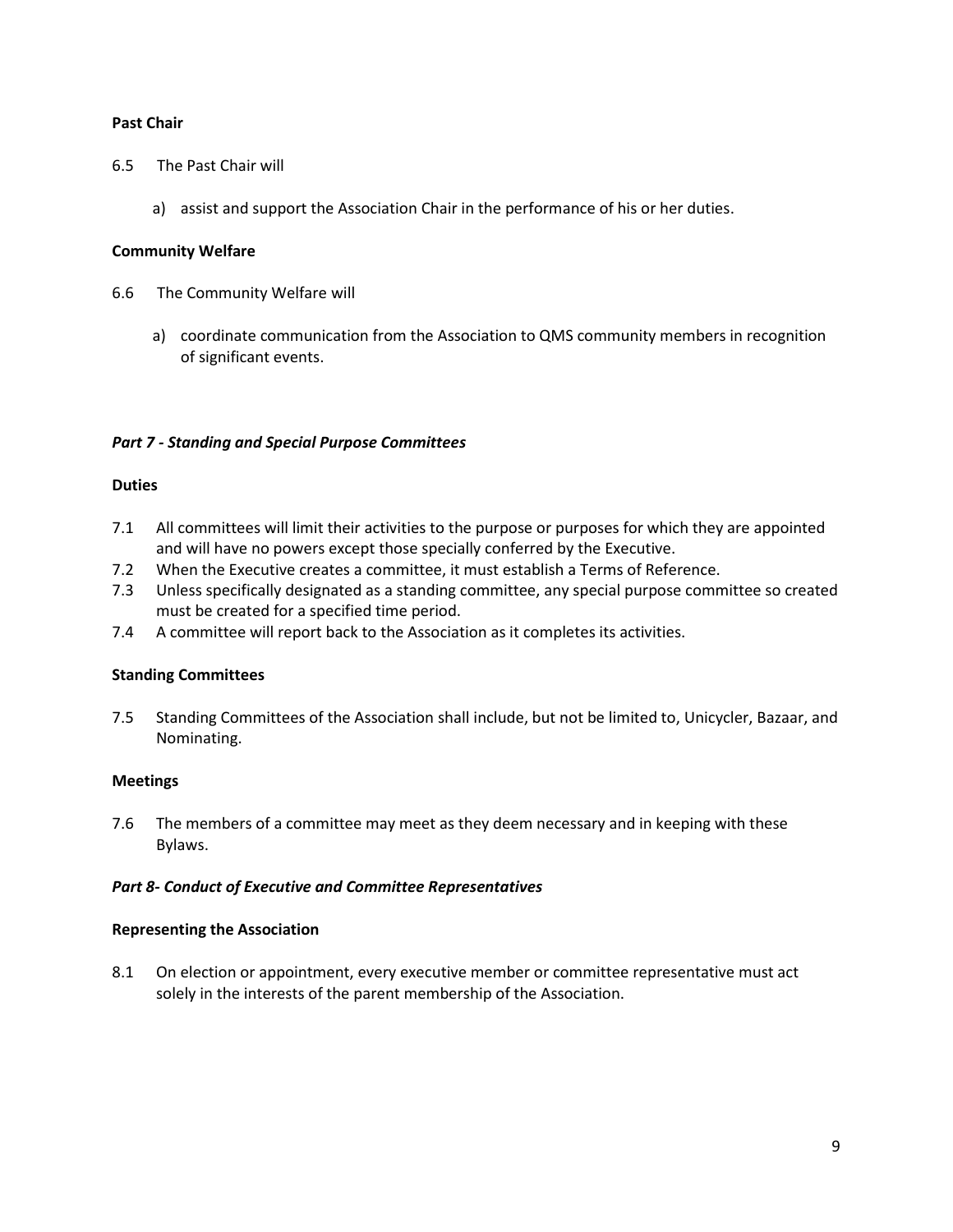**Past Chair**

6.5 The Past Chair will

a) assist and support the Association Chair in the performance of his or her duties.

**Community Welfare**

6.6 The Community Welfare will

a) coordinate communication from the Association to QMS community members in recognition of significant events.

***Part 7 - Standing and Special Purpose Committees***

**Duties**

7.1 All committees will limit their activities to the purpose or purposes for which they are appointed and will have no powers except those specially conferred by the Executive.

7.2 When the Executive creates a committee, it must establish a Terms of Reference.

7.3 Unless specifically designated as a standing committee, any special purpose committee so created must be created for a specified time period.

7.4 A committee will report back to the Association as it completes its activities.

**Standing Committees**

7.5 Standing Committees of the Association shall include, but not be limited to, Unicycler, Bazaar, and Nominating.

**Meetings**

7.6 The members of a committee may meet as they deem necessary and in keeping with these Bylaws.

***Part 8- Conduct of Executive and Committee Representatives***

**Representing the Association**

8.1 On election or appointment, every executive member or committee representative must act solely in the interests of the parent membership of the Association.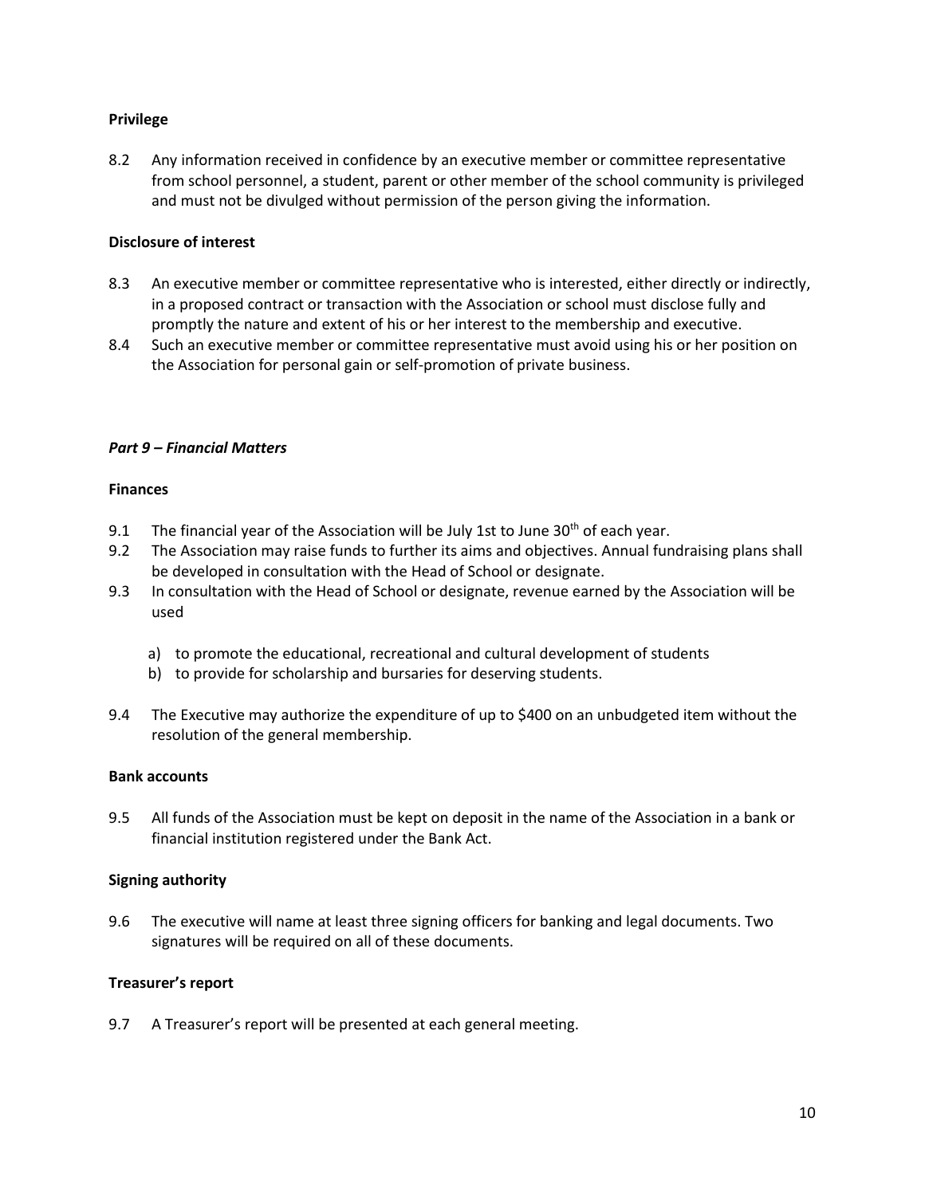**Privilege**

8.2 Any information received in confidence by an executive member or committee representative from school personnel, a student, parent or other member of the school community is privileged and must not be divulged without permission of the person giving the information.

**Disclosure of interest**

8.3 An executive member or committee representative who is interested, either directly or indirectly, in a proposed contract or transaction with the Association or school must disclose fully and promptly the nature and extent of his or her interest to the membership and executive.

8.4 Such an executive member or committee representative must avoid using his or her position on the Association for personal gain or self-promotion of private business.

## ***Part 9 – Financial Matters***

**Finances**

9.1 The financial year of the Association will be July 1st to June 30th of each year.

9.2 The Association may raise funds to further its aims and objectives. Annual fundraising plans shall be developed in consultation with the Head of School or designate.

9.3 In consultation with the Head of School or designate, revenue earned by the Association will be used

a) to promote the educational, recreational and cultural development of students
b) to provide for scholarship and bursaries for deserving students.

9.4 The Executive may authorize the expenditure of up to $400 on an unbudgeted item without the resolution of the general membership.

**Bank accounts**

9.5 All funds of the Association must be kept on deposit in the name of the Association in a bank or financial institution registered under the Bank Act.

**Signing authority**

9.6 The executive will name at least three signing officers for banking and legal documents. Two signatures will be required on all of these documents.

**Treasurer's report**

9.7 A Treasurer's report will be presented at each general meeting.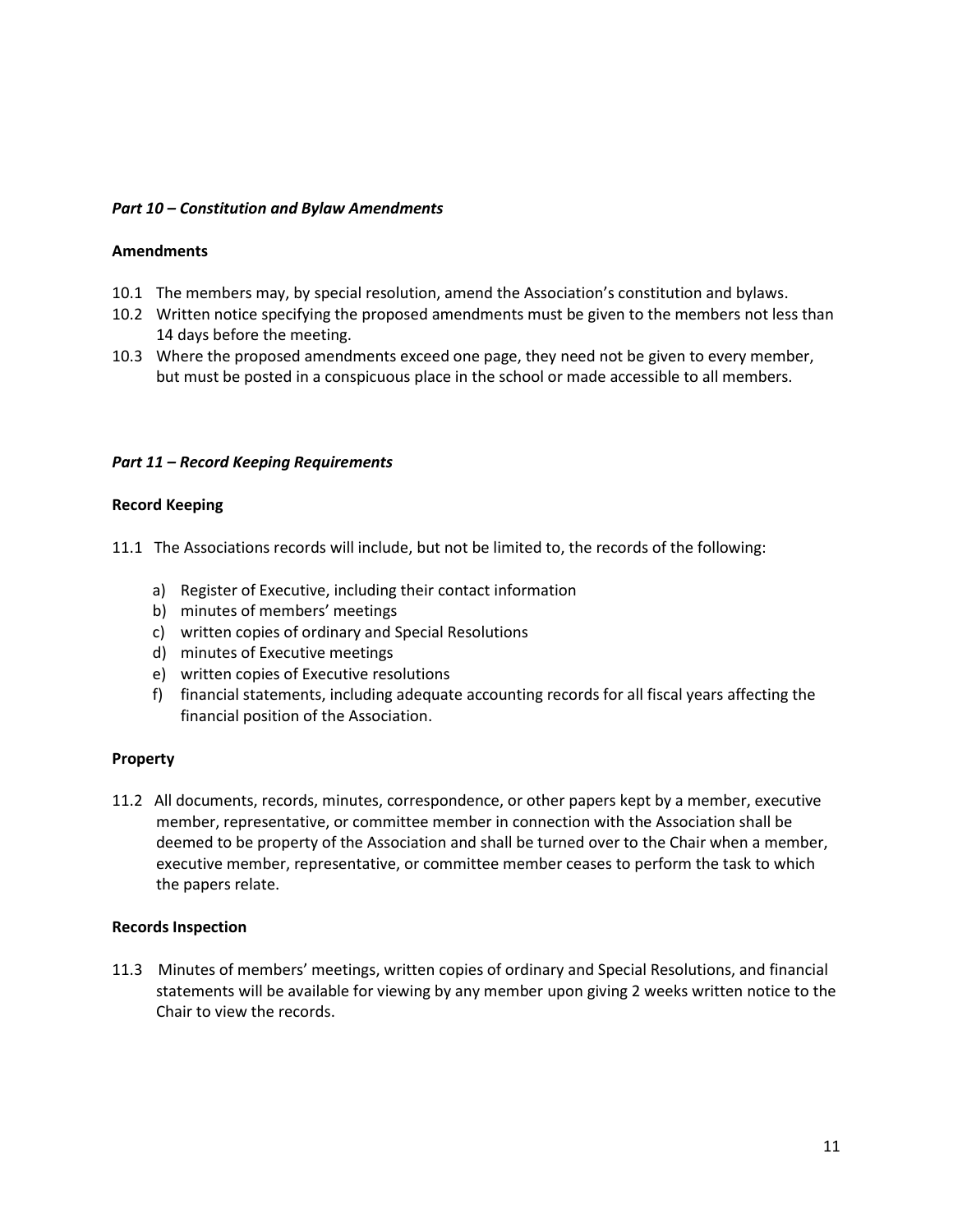## *Part 10 – Constitution and Bylaw Amendments*

**Amendments**

10.1 The members may, by special resolution, amend the Association's constitution and bylaws.

10.2 Written notice specifying the proposed amendments must be given to the members not less than 14 days before the meeting.

10.3 Where the proposed amendments exceed one page, they need not be given to every member, but must be posted in a conspicuous place in the school or made accessible to all members.

## *Part 11 – Record Keeping Requirements*

**Record Keeping**

11.1 The Associations records will include, but not be limited to, the records of the following:

a) Register of Executive, including their contact information
b) minutes of members' meetings
c) written copies of ordinary and Special Resolutions
d) minutes of Executive meetings
e) written copies of Executive resolutions
f) financial statements, including adequate accounting records for all fiscal years affecting the financial position of the Association.

**Property**

11.2 All documents, records, minutes, correspondence, or other papers kept by a member, executive member, representative, or committee member in connection with the Association shall be deemed to be property of the Association and shall be turned over to the Chair when a member, executive member, representative, or committee member ceases to perform the task to which the papers relate.

**Records Inspection**

11.3 Minutes of members' meetings, written copies of ordinary and Special Resolutions, and financial statements will be available for viewing by any member upon giving 2 weeks written notice to the Chair to view the records.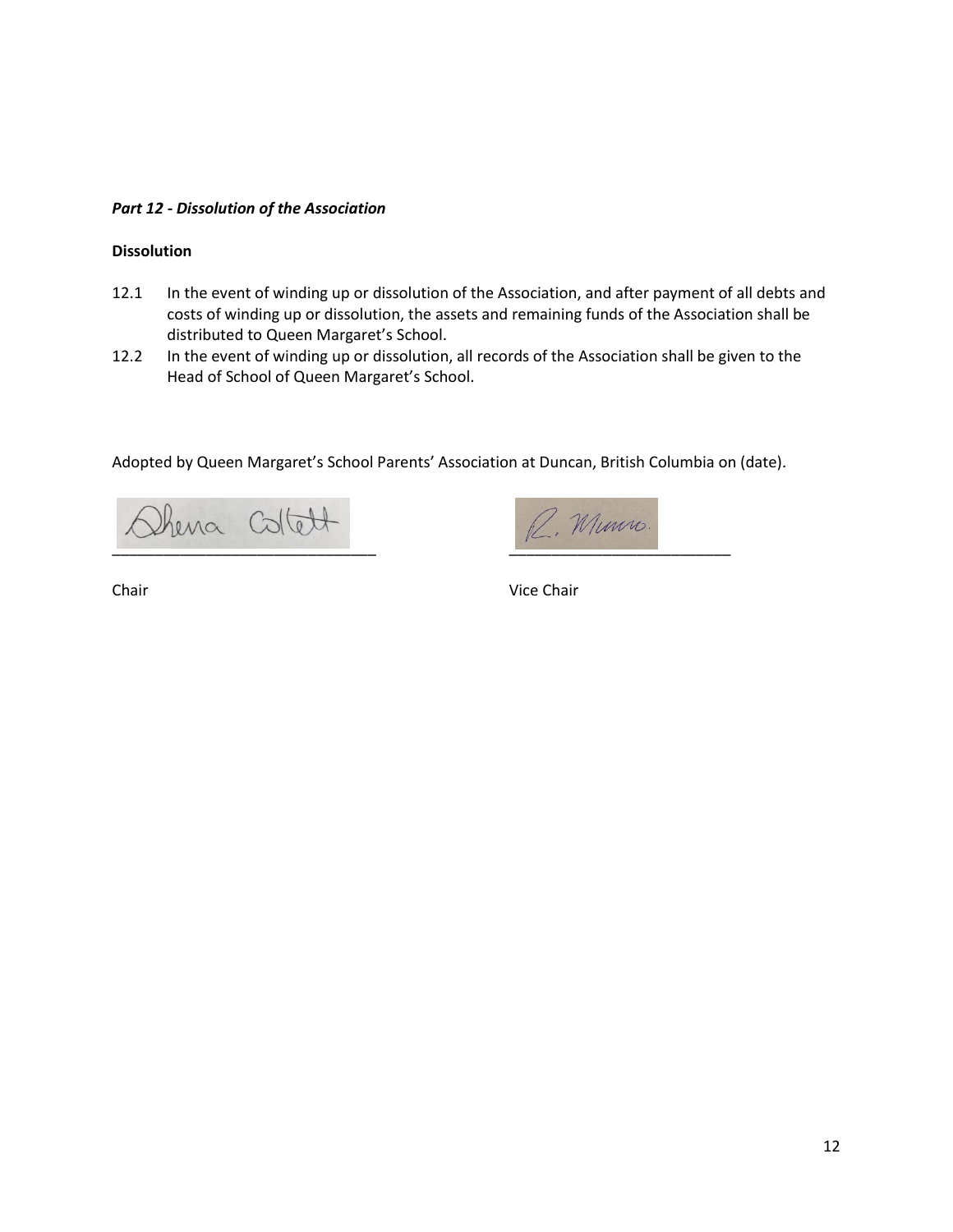***Part 12 - Dissolution of the Association***

**Dissolution**

12.1 In the event of winding up or dissolution of the Association, and after payment of all debts and costs of winding up or dissolution, the assets and remaining funds of the Association shall be distributed to Queen Margaret's School.

12.2 In the event of winding up or dissolution, all records of the Association shall be given to the Head of School of Queen Margaret's School.

Adopted by Queen Margaret's School Parents' Association at Duncan, British Columbia on (date).

Shena Collett ______________________________

Chair

R. Munro ______________________________

Vice Chair